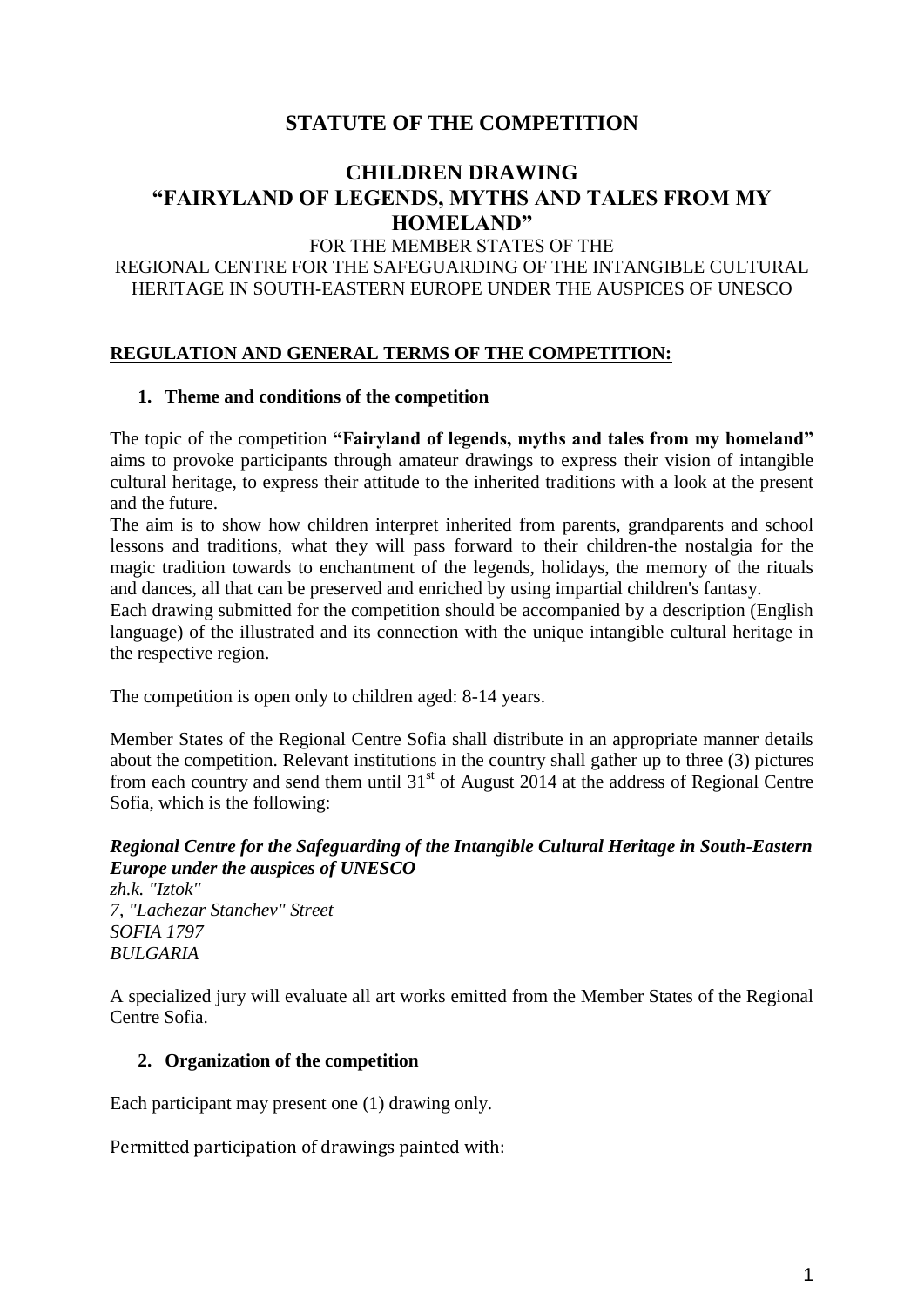# STATUTE OF THE COMPETITION

## CHILDREN DRAWING
## "FAIRYLAND OF LEGENDS, MYTHS AND TALES FROM MY HOMELAND"

FOR THE MEMBER STATES OF THE
REGIONAL CENTRE FOR THE SAFEGUARDING OF THE INTANGIBLE CULTURAL HERITAGE IN SOUTH-EASTERN EUROPE UNDER THE AUSPICES OF UNESCO

**REGULATION AND GENERAL TERMS OF THE COMPETITION:**

### 1. Theme and conditions of the competition

The topic of the competition **"Fairyland of legends, myths and tales from my homeland"** aims to provoke participants through amateur drawings to express their vision of intangible cultural heritage, to express their attitude to the inherited traditions with a look at the present and the future.

The aim is to show how children interpret inherited from parents, grandparents and school lessons and traditions, what they will pass forward to their children-the nostalgia for the magic tradition towards to enchantment of the legends, holidays, the memory of the rituals and dances, all that can be preserved and enriched by using impartial children's fantasy.

Each drawing submitted for the competition should be accompanied by a description (English language) of the illustrated and its connection with the unique intangible cultural heritage in the respective region.

The competition is open only to children aged: 8-14 years.

Member States of the Regional Centre Sofia shall distribute in an appropriate manner details about the competition. Relevant institutions in the country shall gather up to three (3) pictures from each country and send them until 31st of August 2014 at the address of Regional Centre Sofia, which is the following:

***Regional Centre for the Safeguarding of the Intangible Cultural Heritage in South-Eastern Europe under the auspices of UNESCO***
*zh.k. "Iztok"*
*7, "Lachezar Stanchev" Street*
*SOFIA 1797*
*BULGARIA*

A specialized jury will evaluate all art works emitted from the Member States of the Regional Centre Sofia.

### 2. Organization of the competition

Each participant may present one (1) drawing only.

Permitted participation of drawings painted with: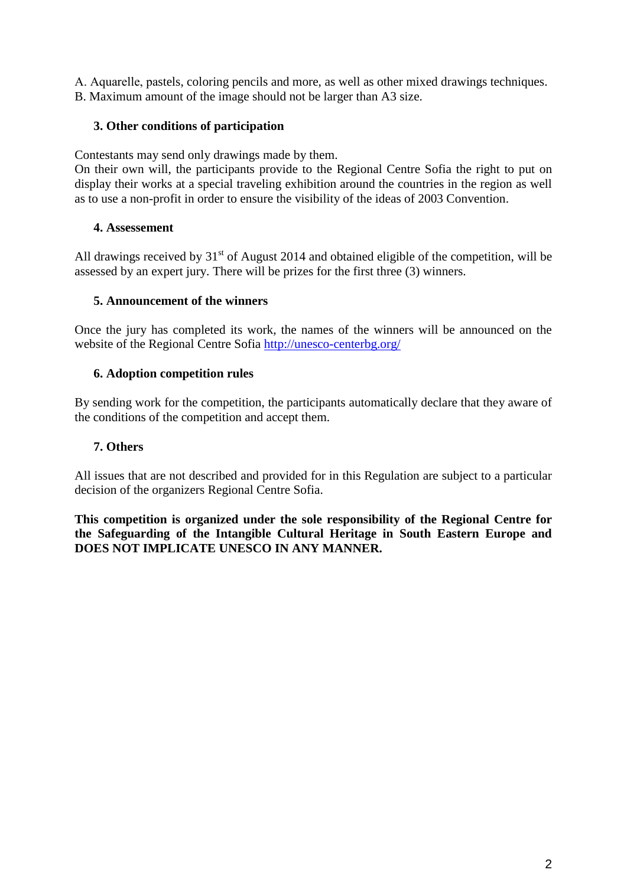A. Aquarelle, pastels, coloring pencils and more, as well as other mixed drawings techniques.
B. Maximum amount of the image should not be larger than A3 size.

### 3. Other conditions of participation

Contestants may send only drawings made by them.
On their own will, the participants provide to the Regional Centre Sofia the right to put on display their works at a special traveling exhibition around the countries in the region as well as to use a non-profit in order to ensure the visibility of the ideas of 2003 Convention.

### 4. Assessement

All drawings received by 31st of August 2014 and obtained eligible of the competition, will be assessed by an expert jury. There will be prizes for the first three (3) winners.

### 5. Announcement of the winners

Once the jury has completed its work, the names of the winners will be announced on the website of the Regional Centre Sofia http://unesco-centerbg.org/

### 6. Adoption competition rules

By sending work for the competition, the participants automatically declare that they aware of the conditions of the competition and accept them.

### 7. Others

All issues that are not described and provided for in this Regulation are subject to a particular decision of the organizers Regional Centre Sofia.

**This competition is organized under the sole responsibility of the Regional Centre for the Safeguarding of the Intangible Cultural Heritage in South Eastern Europe and DOES NOT IMPLICATE UNESCO IN ANY MANNER.**